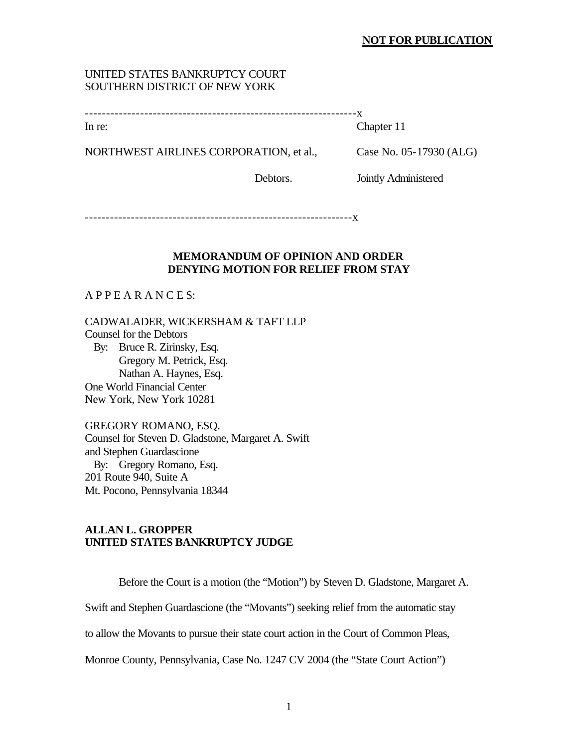**NOT FOR PUBLICATION**

UNITED STATES BANKRUPTCY COURT
SOUTHERN DISTRICT OF NEW YORK

---------------------------------------------------------------x

In re: Chapter 11

NORTHWEST AIRLINES CORPORATION, et al., Case No. 05-17930 (ALG)

Debtors. Jointly Administered

---------------------------------------------------------------x

## MEMORANDUM OF OPINION AND ORDER DENYING MOTION FOR RELIEF FROM STAY

A P P E A R A N C E S:

CADWALADER, WICKERSHAM & TAFT LLP
Counsel for the Debtors
By: Bruce R. Zirinsky, Esq.
Gregory M. Petrick, Esq.
Nathan A. Haynes, Esq.
One World Financial Center
New York, New York 10281

GREGORY ROMANO, ESQ.
Counsel for Steven D. Gladstone, Margaret A. Swift and Stephen Guardascione
By: Gregory Romano, Esq.
201 Route 940, Suite A
Mt. Pocono, Pennsylvania 18344

**ALLAN L. GROPPER**
**UNITED STATES BANKRUPTCY JUDGE**

Before the Court is a motion (the "Motion") by Steven D. Gladstone, Margaret A. Swift and Stephen Guardascione (the "Movants") seeking relief from the automatic stay to allow the Movants to pursue their state court action in the Court of Common Pleas, Monroe County, Pennsylvania, Case No. 1247 CV 2004 (the "State Court Action")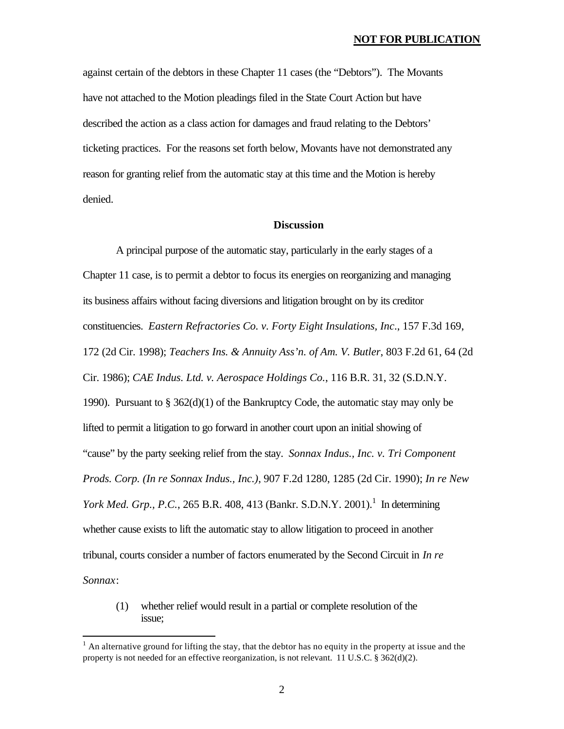against certain of the debtors in these Chapter 11 cases (the "Debtors"). The Movants have not attached to the Motion pleadings filed in the State Court Action but have described the action as a class action for damages and fraud relating to the Debtors' ticketing practices. For the reasons set forth below, Movants have not demonstrated any reason for granting relief from the automatic stay at this time and the Motion is hereby denied.

## Discussion

A principal purpose of the automatic stay, particularly in the early stages of a Chapter 11 case, is to permit a debtor to focus its energies on reorganizing and managing its business affairs without facing diversions and litigation brought on by its creditor constituencies. *Eastern Refractories Co. v. Forty Eight Insulations, Inc.*, 157 F.3d 169, 172 (2d Cir. 1998); *Teachers Ins. & Annuity Ass'n. of Am. V. Butler*, 803 F.2d 61, 64 (2d Cir. 1986); *CAE Indus. Ltd. v. Aerospace Holdings Co.*, 116 B.R. 31, 32 (S.D.N.Y. 1990). Pursuant to § 362(d)(1) of the Bankruptcy Code, the automatic stay may only be lifted to permit a litigation to go forward in another court upon an initial showing of "cause" by the party seeking relief from the stay. *Sonnax Indus., Inc. v. Tri Component Prods. Corp. (In re Sonnax Indus., Inc.)*, 907 F.2d 1280, 1285 (2d Cir. 1990); *In re New York Med. Grp., P.C.*, 265 B.R. 408, 413 (Bankr. S.D.N.Y. 2001).[1] In determining whether cause exists to lift the automatic stay to allow litigation to proceed in another tribunal, courts consider a number of factors enumerated by the Second Circuit in *In re Sonnax*:

> (1) whether relief would result in a partial or complete resolution of the issue;

[1] An alternative ground for lifting the stay, that the debtor has no equity in the property at issue and the property is not needed for an effective reorganization, is not relevant. 11 U.S.C. § 362(d)(2).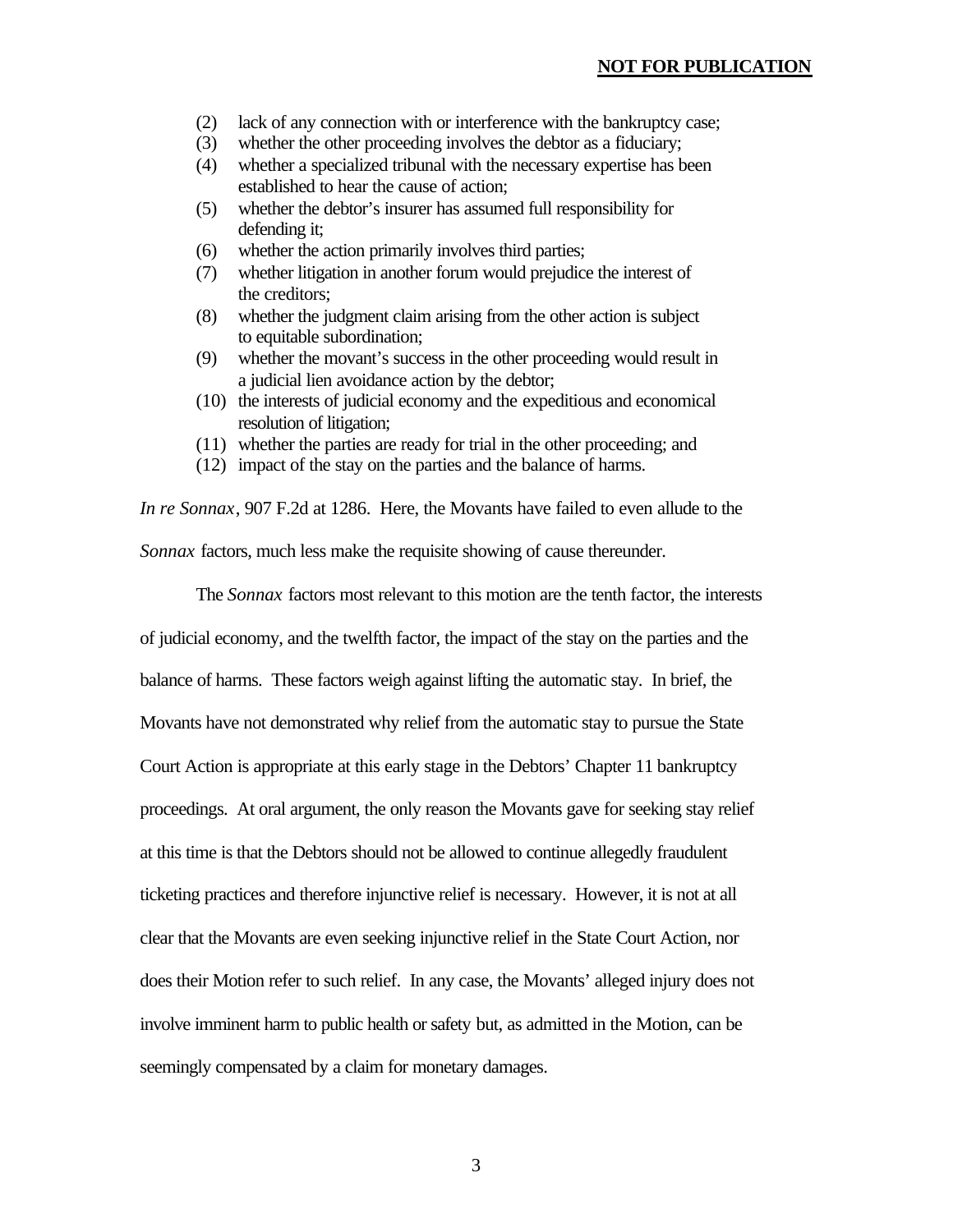**NOT FOR PUBLICATION**

(2) lack of any connection with or interference with the bankruptcy case;
(3) whether the other proceeding involves the debtor as a fiduciary;
(4) whether a specialized tribunal with the necessary expertise has been established to hear the cause of action;
(5) whether the debtor's insurer has assumed full responsibility for defending it;
(6) whether the action primarily involves third parties;
(7) whether litigation in another forum would prejudice the interest of the creditors;
(8) whether the judgment claim arising from the other action is subject to equitable subordination;
(9) whether the movant's success in the other proceeding would result in a judicial lien avoidance action by the debtor;
(10) the interests of judicial economy and the expeditious and economical resolution of litigation;
(11) whether the parties are ready for trial in the other proceeding; and
(12) impact of the stay on the parties and the balance of harms.

*In re Sonnax*, 907 F.2d at 1286. Here, the Movants have failed to even allude to the *Sonnax* factors, much less make the requisite showing of cause thereunder.

The *Sonnax* factors most relevant to this motion are the tenth factor, the interests of judicial economy, and the twelfth factor, the impact of the stay on the parties and the balance of harms. These factors weigh against lifting the automatic stay. In brief, the Movants have not demonstrated why relief from the automatic stay to pursue the State Court Action is appropriate at this early stage in the Debtors' Chapter 11 bankruptcy proceedings. At oral argument, the only reason the Movants gave for seeking stay relief at this time is that the Debtors should not be allowed to continue allegedly fraudulent ticketing practices and therefore injunctive relief is necessary. However, it is not at all clear that the Movants are even seeking injunctive relief in the State Court Action, nor does their Motion refer to such relief. In any case, the Movants' alleged injury does not involve imminent harm to public health or safety but, as admitted in the Motion, can be seemingly compensated by a claim for monetary damages.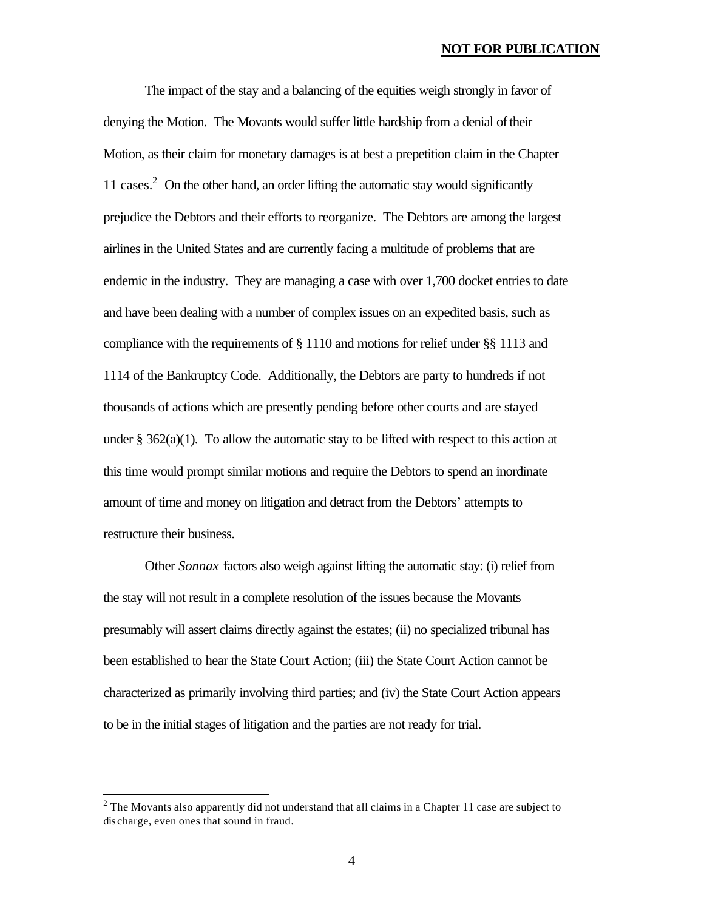The impact of the stay and a balancing of the equities weigh strongly in favor of denying the Motion. The Movants would suffer little hardship from a denial of their Motion, as their claim for monetary damages is at best a prepetition claim in the Chapter 11 cases.[2] On the other hand, an order lifting the automatic stay would significantly prejudice the Debtors and their efforts to reorganize. The Debtors are among the largest airlines in the United States and are currently facing a multitude of problems that are endemic in the industry. They are managing a case with over 1,700 docket entries to date and have been dealing with a number of complex issues on an expedited basis, such as compliance with the requirements of § 1110 and motions for relief under §§ 1113 and 1114 of the Bankruptcy Code. Additionally, the Debtors are party to hundreds if not thousands of actions which are presently pending before other courts and are stayed under § 362(a)(1). To allow the automatic stay to be lifted with respect to this action at this time would prompt similar motions and require the Debtors to spend an inordinate amount of time and money on litigation and detract from the Debtors' attempts to restructure their business.

Other *Sonnax* factors also weigh against lifting the automatic stay: (i) relief from the stay will not result in a complete resolution of the issues because the Movants presumably will assert claims directly against the estates; (ii) no specialized tribunal has been established to hear the State Court Action; (iii) the State Court Action cannot be characterized as primarily involving third parties; and (iv) the State Court Action appears to be in the initial stages of litigation and the parties are not ready for trial.

---

[2] The Movants also apparently did not understand that all claims in a Chapter 11 case are subject to discharge, even ones that sound in fraud.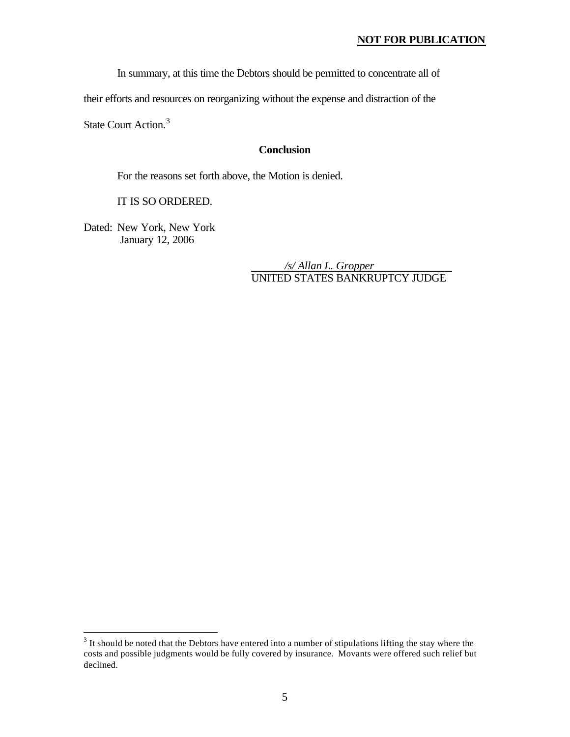In summary, at this time the Debtors should be permitted to concentrate all of their efforts and resources on reorganizing without the expense and distraction of the State Court Action.[3]

## Conclusion

For the reasons set forth above, the Motion is denied.

IT IS SO ORDERED.

Dated: New York, New York
January 12, 2006

*/s/ Allan L. Gropper*
UNITED STATES BANKRUPTCY JUDGE

[3] It should be noted that the Debtors have entered into a number of stipulations lifting the stay where the costs and possible judgments would be fully covered by insurance. Movants were offered such relief but declined.